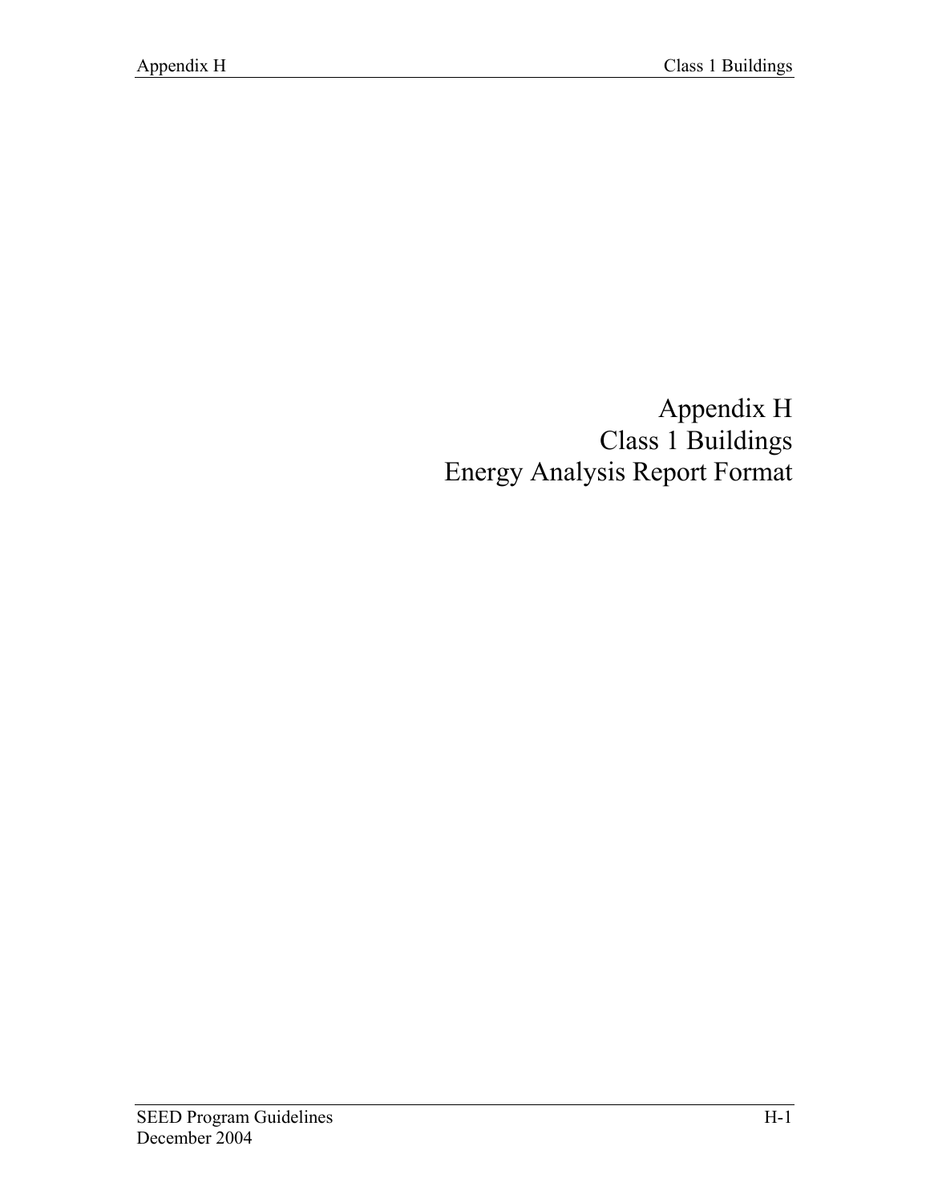# Appendix H
# Class 1 Buildings
# Energy Analysis Report Format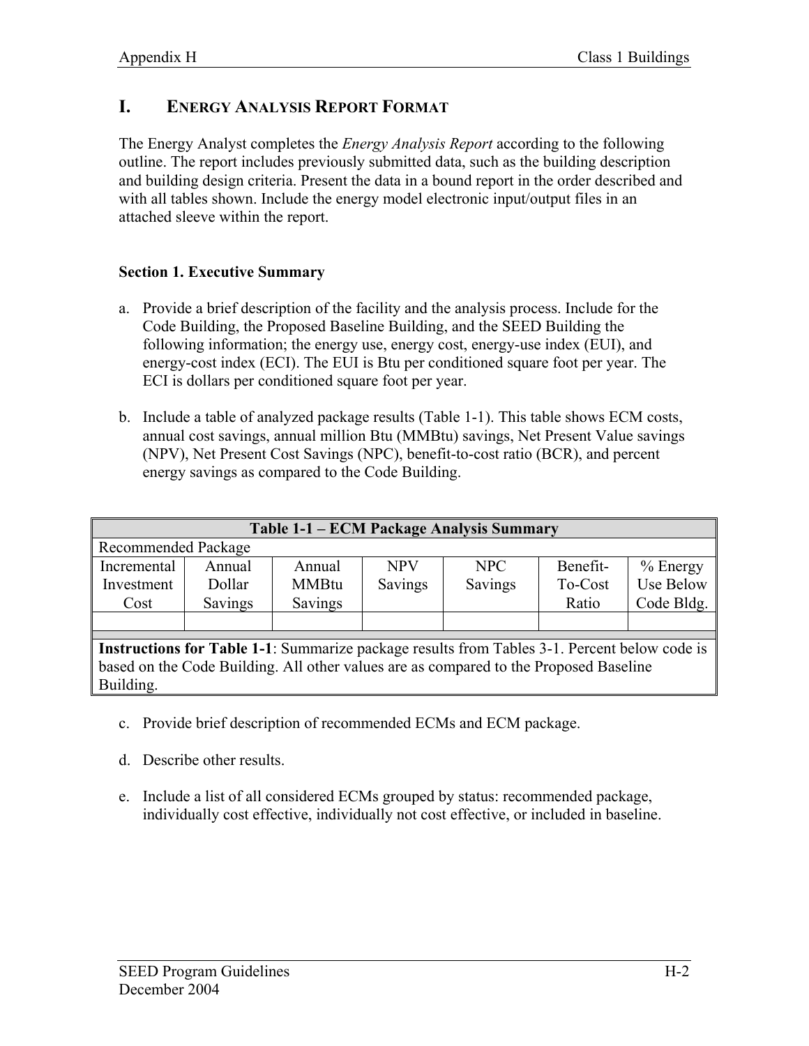## I. ENERGY ANALYSIS REPORT FORMAT

The Energy Analyst completes the *Energy Analysis Report* according to the following outline. The report includes previously submitted data, such as the building description and building design criteria. Present the data in a bound report in the order described and with all tables shown. Include the energy model electronic input/output files in an attached sleeve within the report.

### Section 1. Executive Summary

a. Provide a brief description of the facility and the analysis process. Include for the Code Building, the Proposed Baseline Building, and the SEED Building the following information; the energy use, energy cost, energy-use index (EUI), and energy-cost index (ECI). The EUI is Btu per conditioned square foot per year. The ECI is dollars per conditioned square foot per year.

b. Include a table of analyzed package results (Table 1-1). This table shows ECM costs, annual cost savings, annual million Btu (MMBtu) savings, Net Present Value savings (NPV), Net Present Cost Savings (NPC), benefit-to-cost ratio (BCR), and percent energy savings as compared to the Code Building.

| **Table 1-1 – ECM Package Analysis Summary** | | | | | | |
|---|---|---|---|---|---|---|
| Recommended Package | | | | | | |
| Incremental Investment Cost | Annual Dollar Savings | Annual MMBtu Savings | NPV Savings | NPC Savings | Benefit-To-Cost Ratio | % Energy Use Below Code Bldg. |
| | | | | | | |
| **Instructions for Table 1-1**: Summarize package results from Tables 3-1. Percent below code is based on the Code Building. All other values are as compared to the Proposed Baseline Building. | | | | | | |

c. Provide brief description of recommended ECMs and ECM package.

d. Describe other results.

e. Include a list of all considered ECMs grouped by status: recommended package, individually cost effective, individually not cost effective, or included in baseline.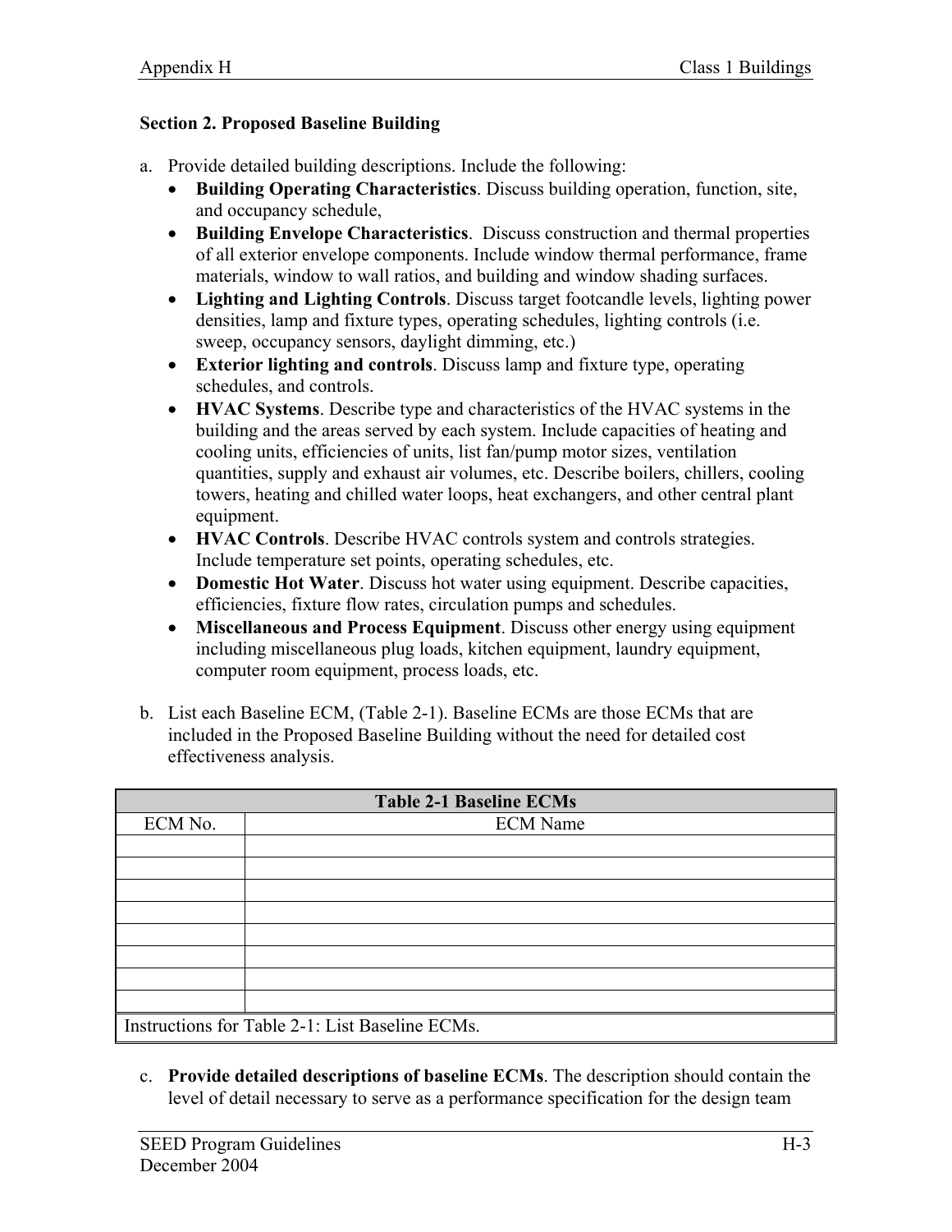### Section 2. Proposed Baseline Building

a. Provide detailed building descriptions. Include the following:
   - **Building Operating Characteristics**. Discuss building operation, function, site, and occupancy schedule,
   - **Building Envelope Characteristics**. Discuss construction and thermal properties of all exterior envelope components. Include window thermal performance, frame materials, window to wall ratios, and building and window shading surfaces.
   - **Lighting and Lighting Controls**. Discuss target footcandle levels, lighting power densities, lamp and fixture types, operating schedules, lighting controls (i.e. sweep, occupancy sensors, daylight dimming, etc.)
   - **Exterior lighting and controls**. Discuss lamp and fixture type, operating schedules, and controls.
   - **HVAC Systems**. Describe type and characteristics of the HVAC systems in the building and the areas served by each system. Include capacities of heating and cooling units, efficiencies of units, list fan/pump motor sizes, ventilation quantities, supply and exhaust air volumes, etc. Describe boilers, chillers, cooling towers, heating and chilled water loops, heat exchangers, and other central plant equipment.
   - **HVAC Controls**. Describe HVAC controls system and controls strategies. Include temperature set points, operating schedules, etc.
   - **Domestic Hot Water**. Discuss hot water using equipment. Describe capacities, efficiencies, fixture flow rates, circulation pumps and schedules.
   - **Miscellaneous and Process Equipment**. Discuss other energy using equipment including miscellaneous plug loads, kitchen equipment, laundry equipment, computer room equipment, process loads, etc.

b. List each Baseline ECM, (Table 2-1). Baseline ECMs are those ECMs that are included in the Proposed Baseline Building without the need for detailed cost effectiveness analysis.

| Table 2-1 Baseline ECMs | |
|---|---|
| ECM No. | ECM Name |
| | |
| | |
| | |
| | |
| | |
| | |
| | |
| | |
| Instructions for Table 2-1: List Baseline ECMs. | |

c. **Provide detailed descriptions of baseline ECMs**. The description should contain the level of detail necessary to serve as a performance specification for the design team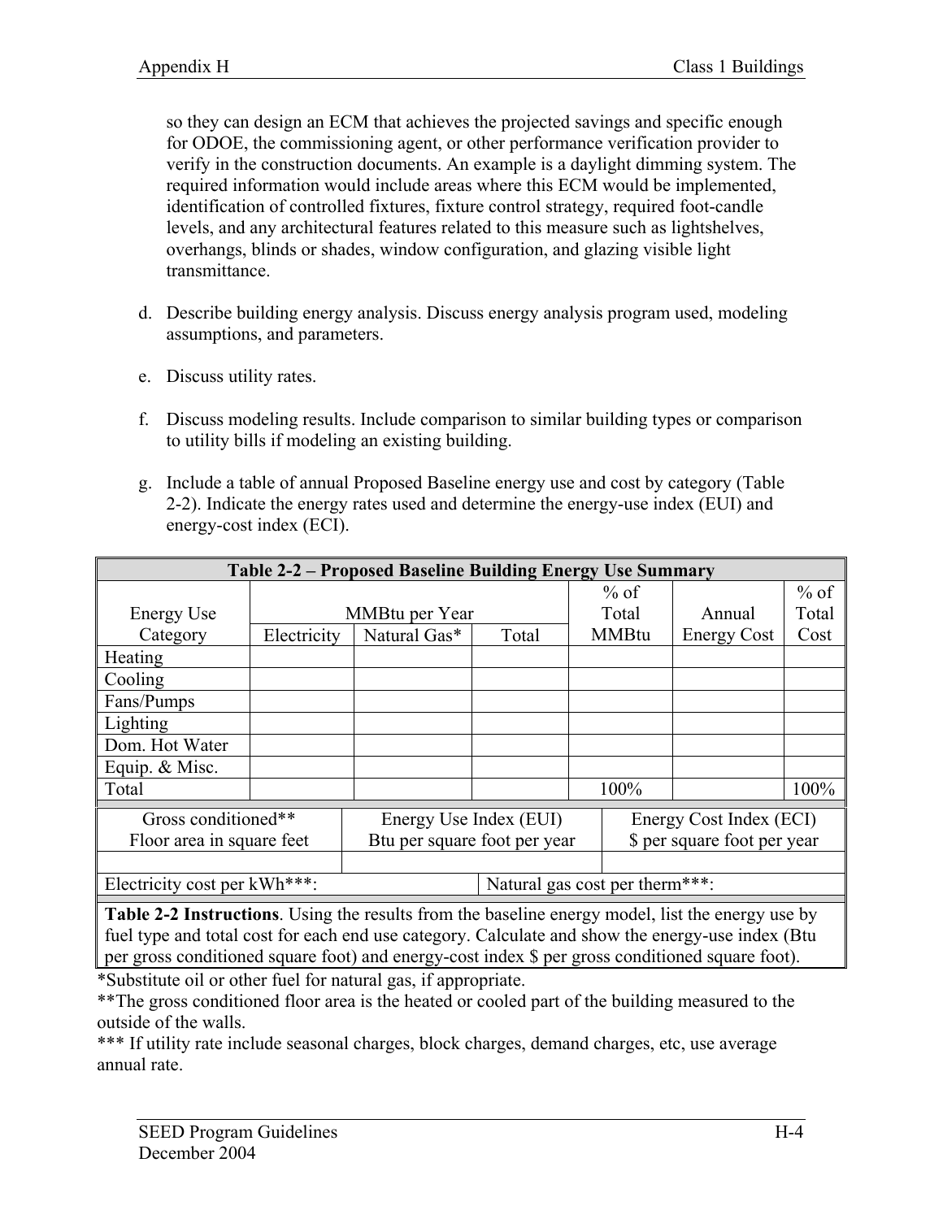so they can design an ECM that achieves the projected savings and specific enough for ODOE, the commissioning agent, or other performance verification provider to verify in the construction documents. An example is a daylight dimming system. The required information would include areas where this ECM would be implemented, identification of controlled fixtures, fixture control strategy, required foot-candle levels, and any architectural features related to this measure such as lightshelves, overhangs, blinds or shades, window configuration, and glazing visible light transmittance.

d. Describe building energy analysis. Discuss energy analysis program used, modeling assumptions, and parameters.

e. Discuss utility rates.

f. Discuss modeling results. Include comparison to similar building types or comparison to utility bills if modeling an existing building.

g. Include a table of annual Proposed Baseline energy use and cost by category (Table 2-2). Indicate the energy rates used and determine the energy-use index (EUI) and energy-cost index (ECI).

**Table 2-2 – Proposed Baseline Building Energy Use Summary**

| Energy Use Category | MMBtu per Year | | | % of Total MMBtu | Annual Energy Cost | % of Total Cost |
|---|---|---|---|---|---|---|
| | Electricity | Natural Gas* | Total | | | |
| Heating | | | | | | |
| Cooling | | | | | | |
| Fans/Pumps | | | | | | |
| Lighting | | | | | | |
| Dom. Hot Water | | | | | | |
| Equip. & Misc. | | | | | | |
| Total | | | | 100% | | 100% |

| Gross conditioned** Floor area in square feet | Energy Use Index (EUI) Btu per square foot per year | Energy Cost Index (ECI) $ per square foot per year |
|---|---|---|
| | | |
| Electricity cost per kWh***: | Natural gas cost per therm***: | |

**Table 2-2 Instructions**. Using the results from the baseline energy model, list the energy use by fuel type and total cost for each end use category. Calculate and show the energy-use index (Btu per gross conditioned square foot) and energy-cost index $ per gross conditioned square foot).

*Substitute oil or other fuel for natural gas, if appropriate.

**The gross conditioned floor area is the heated or cooled part of the building measured to the outside of the walls.

*** If utility rate include seasonal charges, block charges, demand charges, etc, use average annual rate.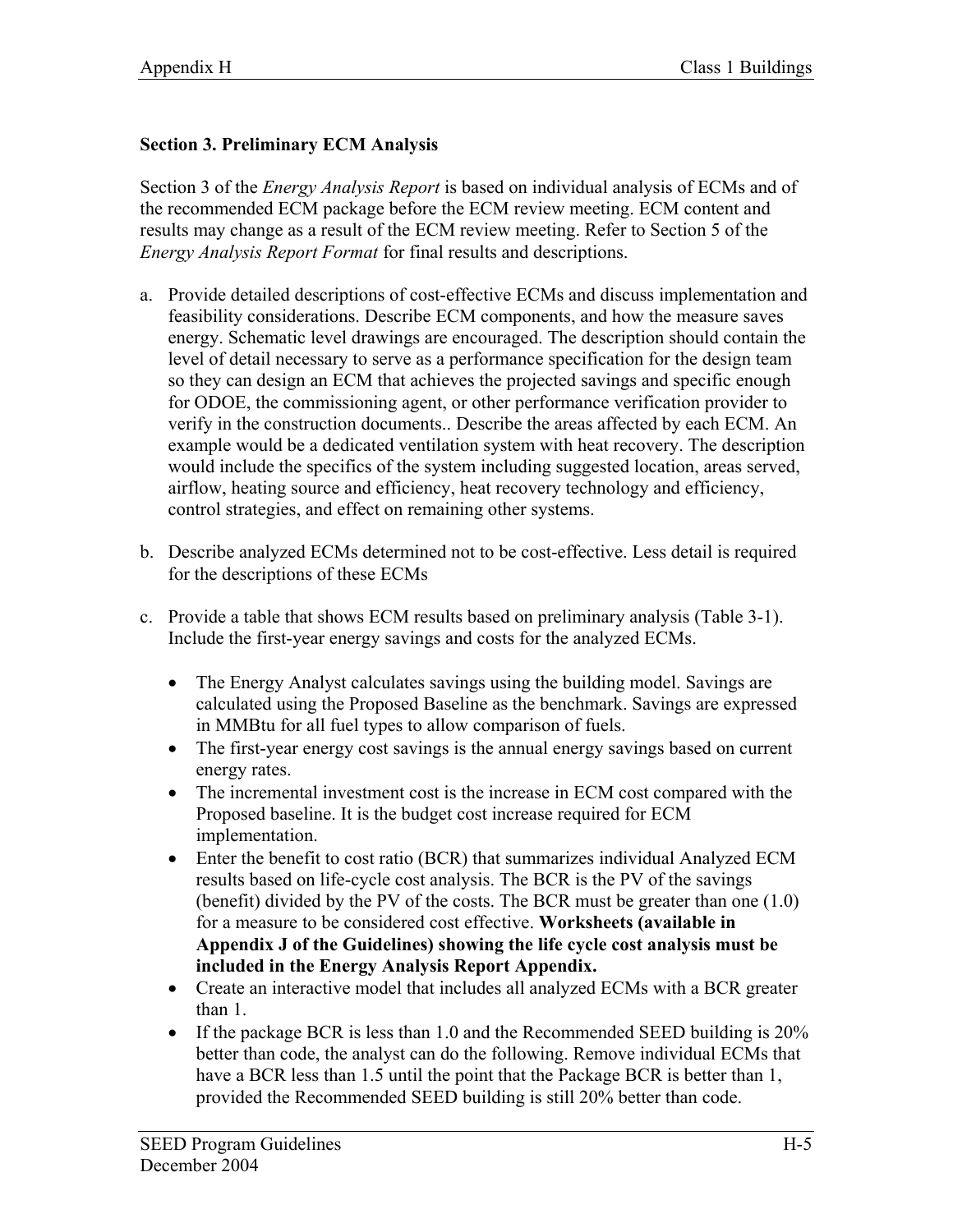### Section 3. Preliminary ECM Analysis

Section 3 of the *Energy Analysis Report* is based on individual analysis of ECMs and of the recommended ECM package before the ECM review meeting. ECM content and results may change as a result of the ECM review meeting. Refer to Section 5 of the *Energy Analysis Report Format* for final results and descriptions.

a. Provide detailed descriptions of cost-effective ECMs and discuss implementation and feasibility considerations. Describe ECM components, and how the measure saves energy. Schematic level drawings are encouraged. The description should contain the level of detail necessary to serve as a performance specification for the design team so they can design an ECM that achieves the projected savings and specific enough for ODOE, the commissioning agent, or other performance verification provider to verify in the construction documents.. Describe the areas affected by each ECM. An example would be a dedicated ventilation system with heat recovery. The description would include the specifics of the system including suggested location, areas served, airflow, heating source and efficiency, heat recovery technology and efficiency, control strategies, and effect on remaining other systems.

b. Describe analyzed ECMs determined not to be cost-effective. Less detail is required for the descriptions of these ECMs

c. Provide a table that shows ECM results based on preliminary analysis (Table 3-1). Include the first-year energy savings and costs for the analyzed ECMs.

   - The Energy Analyst calculates savings using the building model. Savings are calculated using the Proposed Baseline as the benchmark. Savings are expressed in MMBtu for all fuel types to allow comparison of fuels.
   - The first-year energy cost savings is the annual energy savings based on current energy rates.
   - The incremental investment cost is the increase in ECM cost compared with the Proposed baseline. It is the budget cost increase required for ECM implementation.
   - Enter the benefit to cost ratio (BCR) that summarizes individual Analyzed ECM results based on life-cycle cost analysis. The BCR is the PV of the savings (benefit) divided by the PV of the costs. The BCR must be greater than one (1.0) for a measure to be considered cost effective. **Worksheets (available in Appendix J of the Guidelines) showing the life cycle cost analysis must be included in the Energy Analysis Report Appendix.**
   - Create an interactive model that includes all analyzed ECMs with a BCR greater than 1.
   - If the package BCR is less than 1.0 and the Recommended SEED building is 20% better than code, the analyst can do the following. Remove individual ECMs that have a BCR less than 1.5 until the point that the Package BCR is better than 1, provided the Recommended SEED building is still 20% better than code.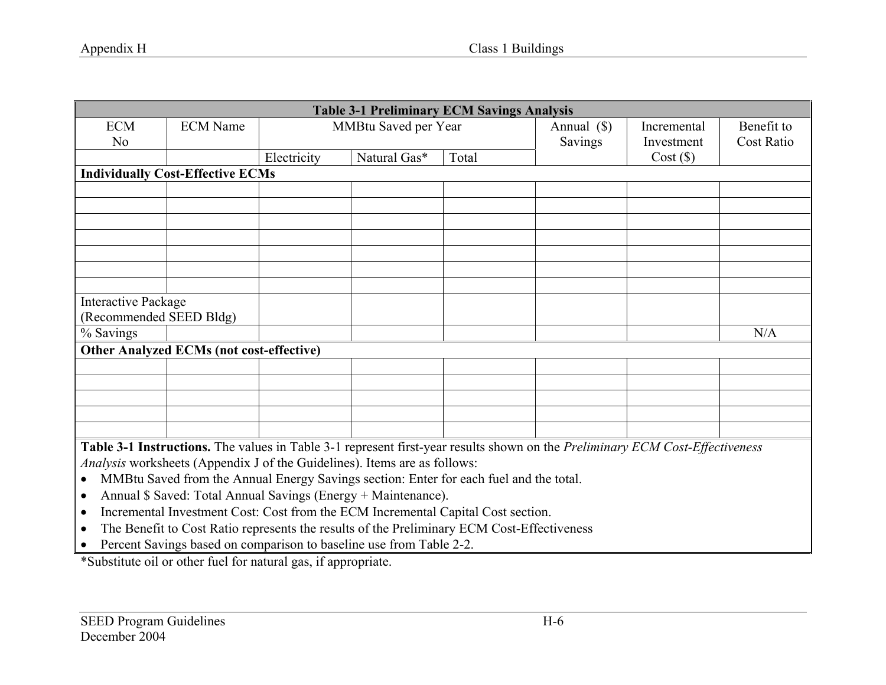**Table 3-1 Preliminary ECM Savings Analysis**

| ECM No | ECM Name | MMBtu Saved per Year | | | Annual ($) Savings | Incremental Investment Cost ($) | Benefit to Cost Ratio |
|---|---|---|---|---|---|---|---|
| | | Electricity | Natural Gas* | Total | | | |
| **Individually Cost-Effective ECMs** | | | | | | | |
| | | | | | | | |
| | | | | | | | |
| | | | | | | | |
| | | | | | | | |
| | | | | | | | |
| | | | | | | | |
| | | | | | | | |
| Interactive Package (Recommended SEED Bldg) | | | | | | | |
| % Savings | | | | | | | N/A |
| **Other Analyzed ECMs (not cost-effective)** | | | | | | | |
| | | | | | | | |
| | | | | | | | |
| | | | | | | | |
| | | | | | | | |
| | | | | | | | |

**Table 3-1 Instructions.** The values in Table 3-1 represent first-year results shown on the *Preliminary ECM Cost-Effectiveness Analysis* worksheets (Appendix J of the Guidelines). Items are as follows:

- MMBtu Saved from the Annual Energy Savings section: Enter for each fuel and the total.
- Annual $ Saved: Total Annual Savings (Energy + Maintenance).
- Incremental Investment Cost: Cost from the ECM Incremental Capital Cost section.
- The Benefit to Cost Ratio represents the results of the Preliminary ECM Cost-Effectiveness
- Percent Savings based on comparison to baseline use from Table 2-2.

*Substitute oil or other fuel for natural gas, if appropriate.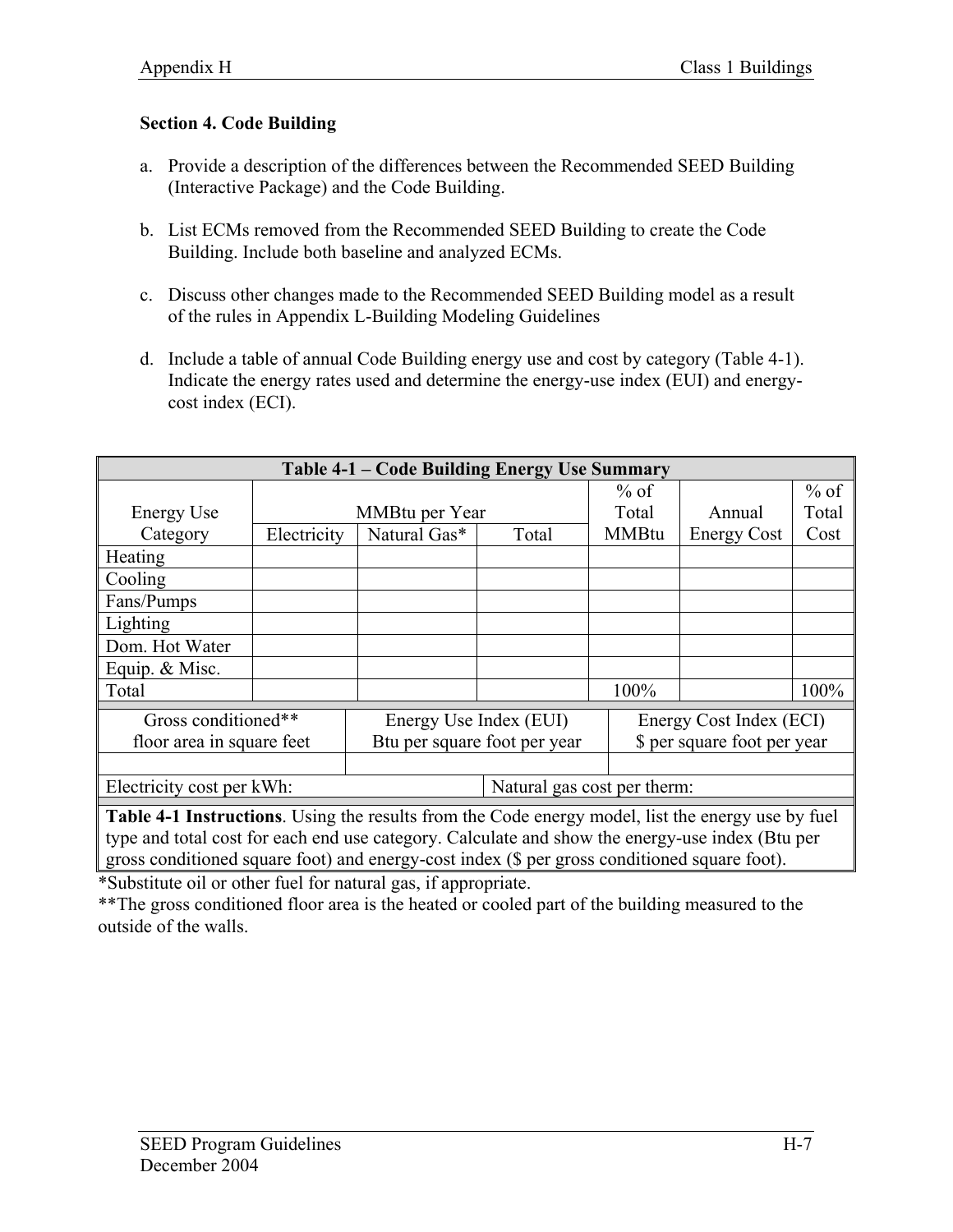## Section 4. Code Building

a. Provide a description of the differences between the Recommended SEED Building (Interactive Package) and the Code Building.

b. List ECMs removed from the Recommended SEED Building to create the Code Building. Include both baseline and analyzed ECMs.

c. Discuss other changes made to the Recommended SEED Building model as a result of the rules in Appendix L-Building Modeling Guidelines

d. Include a table of annual Code Building energy use and cost by category (Table 4-1). Indicate the energy rates used and determine the energy-use index (EUI) and energy-cost index (ECI).

**Table 4-1 – Code Building Energy Use Summary**

| Energy Use Category | MMBtu per Year | | | % of Total MMBtu | Annual Energy Cost | % of Total Cost |
|---|---|---|---|---|---|---|
| | Electricity | Natural Gas* | Total | | | |
| Heating | | | | | | |
| Cooling | | | | | | |
| Fans/Pumps | | | | | | |
| Lighting | | | | | | |
| Dom. Hot Water | | | | | | |
| Equip. & Misc. | | | | | | |
| Total | | | | 100% | | 100% |

| Gross conditioned** floor area in square feet | Energy Use Index (EUI) Btu per square foot per year | Energy Cost Index (ECI) $ per square foot per year |
|---|---|---|
| | | |

| Electricity cost per kWh: | Natural gas cost per therm: |
|---|---|

**Table 4-1 Instructions**. Using the results from the Code energy model, list the energy use by fuel type and total cost for each end use category. Calculate and show the energy-use index (Btu per gross conditioned square foot) and energy-cost index ($ per gross conditioned square foot).

*Substitute oil or other fuel for natural gas, if appropriate.

**The gross conditioned floor area is the heated or cooled part of the building measured to the outside of the walls.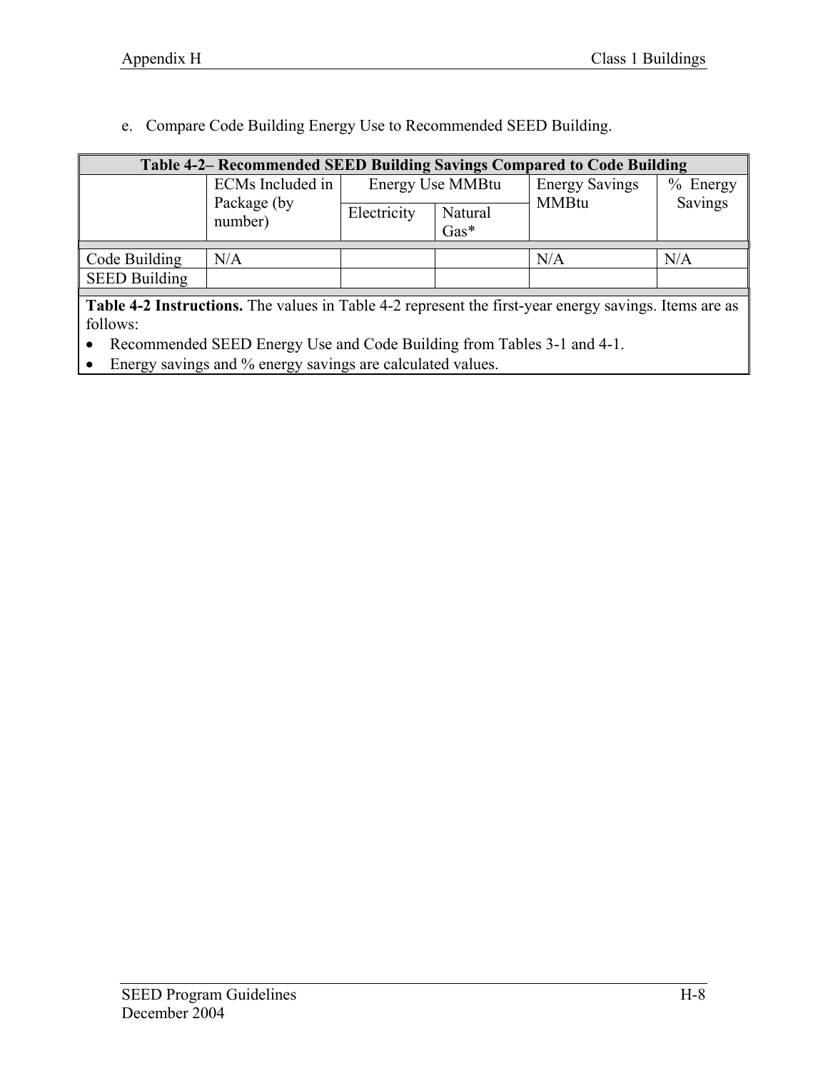e. Compare Code Building Energy Use to Recommended SEED Building.

| Table 4-2– Recommended SEED Building Savings Compared to Code Building | | | | | |
|---|---|---|---|---|---|
| | ECMs Included in Package (by number) | Energy Use MMBtu | | Energy Savings MMBtu | % Energy Savings |
| | | Electricity | Natural Gas* | | |
| Code Building | N/A | | | N/A | N/A |
| SEED Building | | | | | |

**Table 4-2 Instructions.** The values in Table 4-2 represent the first-year energy savings. Items are as follows:

- Recommended SEED Energy Use and Code Building from Tables 3-1 and 4-1.
- Energy savings and % energy savings are calculated values.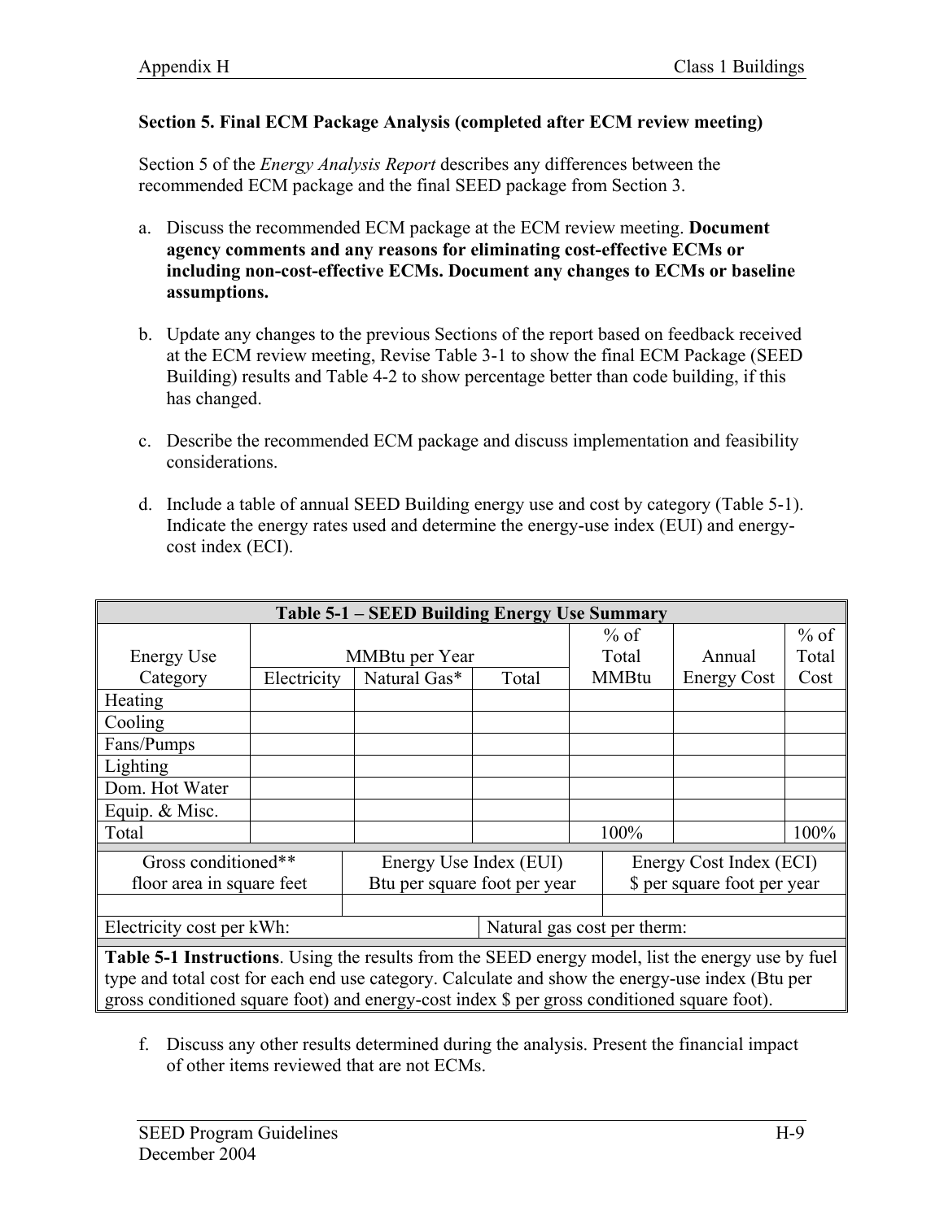### Section 5. Final ECM Package Analysis (completed after ECM review meeting)

Section 5 of the *Energy Analysis Report* describes any differences between the recommended ECM package and the final SEED package from Section 3.

a. Discuss the recommended ECM package at the ECM review meeting. **Document agency comments and any reasons for eliminating cost-effective ECMs or including non-cost-effective ECMs. Document any changes to ECMs or baseline assumptions.**

b. Update any changes to the previous Sections of the report based on feedback received at the ECM review meeting, Revise Table 3-1 to show the final ECM Package (SEED Building) results and Table 4-2 to show percentage better than code building, if this has changed.

c. Describe the recommended ECM package and discuss implementation and feasibility considerations.

d. Include a table of annual SEED Building energy use and cost by category (Table 5-1). Indicate the energy rates used and determine the energy-use index (EUI) and energy-cost index (ECI).

**Table 5-1 – SEED Building Energy Use Summary**

| Energy Use Category | MMBtu per Year | | | % of Total MMBtu | Annual Energy Cost | % of Total Cost |
|---|---|---|---|---|---|---|
| | Electricity | Natural Gas* | Total | | | |
| Heating | | | | | | |
| Cooling | | | | | | |
| Fans/Pumps | | | | | | |
| Lighting | | | | | | |
| Dom. Hot Water | | | | | | |
| Equip. & Misc. | | | | | | |
| Total | | | | 100% | | 100% |

| Gross conditioned** floor area in square feet | Energy Use Index (EUI) Btu per square foot per year | Energy Cost Index (ECI) $ per square foot per year |
|---|---|---|
| | | |

| Electricity cost per kWh: | Natural gas cost per therm: |
|---|---|

**Table 5-1 Instructions**. Using the results from the SEED energy model, list the energy use by fuel type and total cost for each end use category. Calculate and show the energy-use index (Btu per gross conditioned square foot) and energy-cost index $ per gross conditioned square foot).

f. Discuss any other results determined during the analysis. Present the financial impact of other items reviewed that are not ECMs.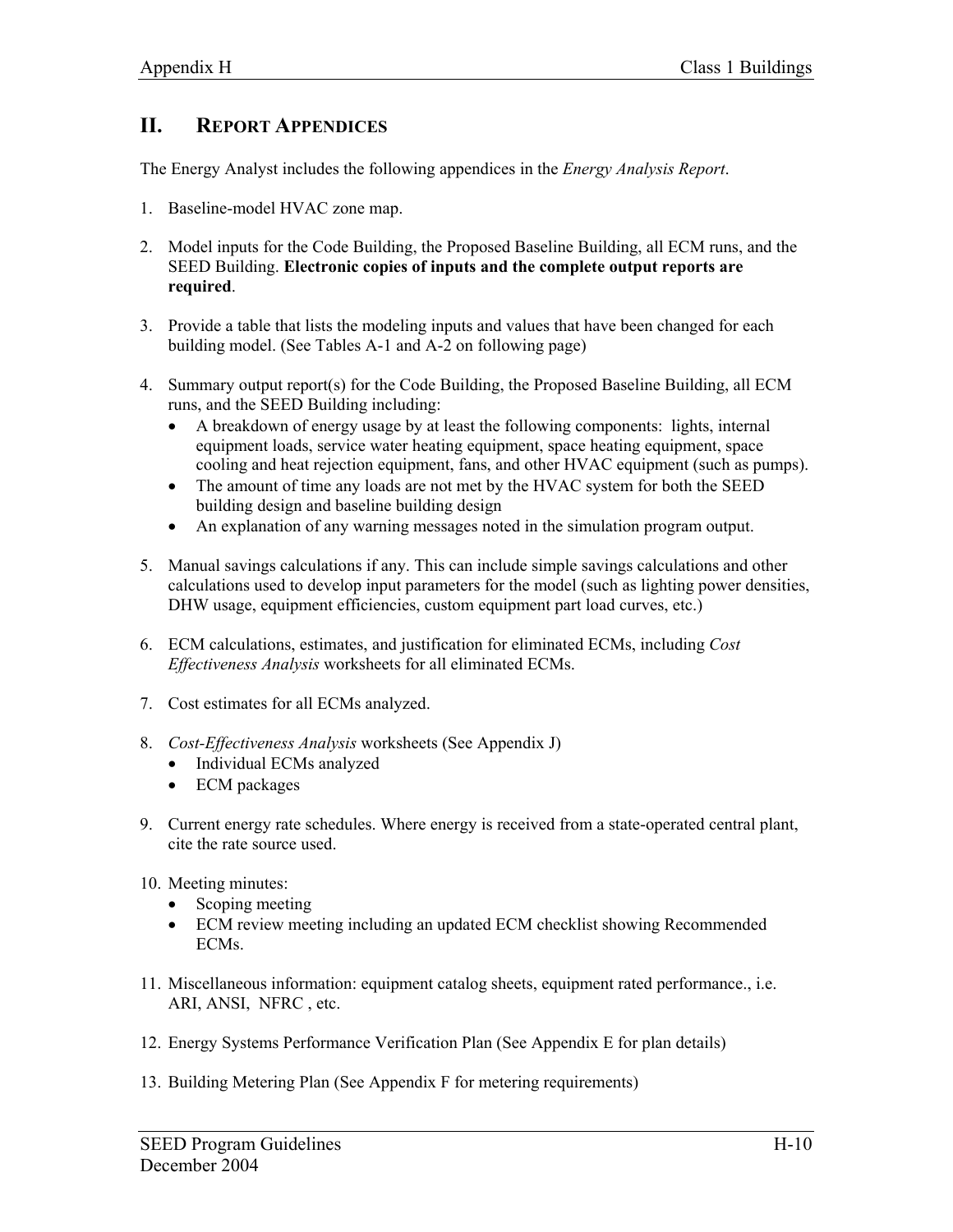## II. REPORT APPENDICES

The Energy Analyst includes the following appendices in the *Energy Analysis Report*.

1. Baseline-model HVAC zone map.

2. Model inputs for the Code Building, the Proposed Baseline Building, all ECM runs, and the SEED Building. **Electronic copies of inputs and the complete output reports are required**.

3. Provide a table that lists the modeling inputs and values that have been changed for each building model. (See Tables A-1 and A-2 on following page)

4. Summary output report(s) for the Code Building, the Proposed Baseline Building, all ECM runs, and the SEED Building including:
   - A breakdown of energy usage by at least the following components: lights, internal equipment loads, service water heating equipment, space heating equipment, space cooling and heat rejection equipment, fans, and other HVAC equipment (such as pumps).
   - The amount of time any loads are not met by the HVAC system for both the SEED building design and baseline building design
   - An explanation of any warning messages noted in the simulation program output.

5. Manual savings calculations if any. This can include simple savings calculations and other calculations used to develop input parameters for the model (such as lighting power densities, DHW usage, equipment efficiencies, custom equipment part load curves, etc.)

6. ECM calculations, estimates, and justification for eliminated ECMs, including *Cost Effectiveness Analysis* worksheets for all eliminated ECMs.

7. Cost estimates for all ECMs analyzed.

8. *Cost-Effectiveness Analysis* worksheets (See Appendix J)
   - Individual ECMs analyzed
   - ECM packages

9. Current energy rate schedules. Where energy is received from a state-operated central plant, cite the rate source used.

10. Meeting minutes:
    - Scoping meeting
    - ECM review meeting including an updated ECM checklist showing Recommended ECMs.

11. Miscellaneous information: equipment catalog sheets, equipment rated performance., i.e. ARI, ANSI, NFRC , etc.

12. Energy Systems Performance Verification Plan (See Appendix E for plan details)

13. Building Metering Plan (See Appendix F for metering requirements)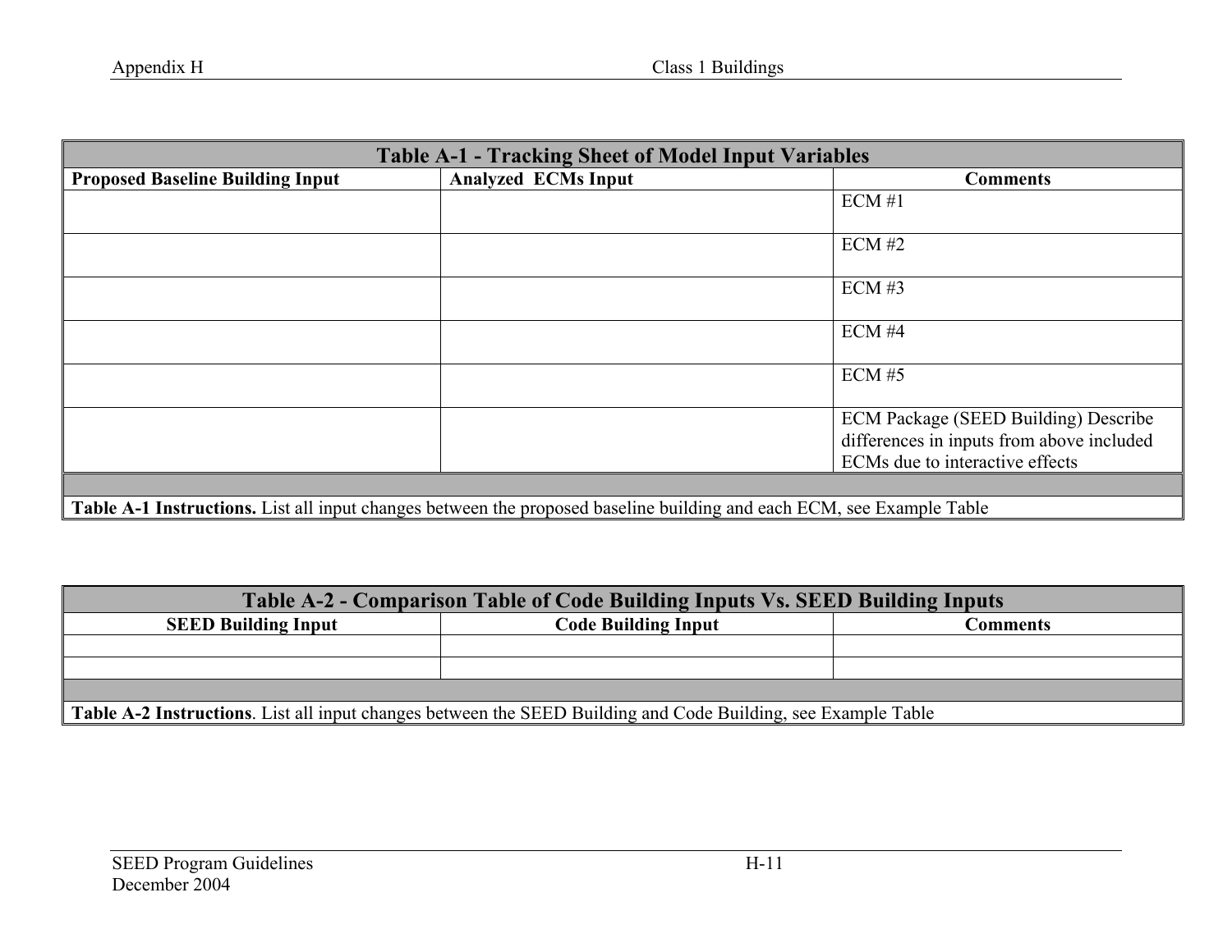| Table A-1 - Tracking Sheet of Model Input Variables | | |
|---|---|---|
| **Proposed Baseline Building Input** | **Analyzed ECMs Input** | **Comments** |
| | | ECM #1 |
| | | ECM #2 |
| | | ECM #3 |
| | | ECM #4 |
| | | ECM #5 |
| | | ECM Package (SEED Building) Describe differences in inputs from above included ECMs due to interactive effects |
| | | |
| **Table A-1 Instructions.** List all input changes between the proposed baseline building and each ECM, see Example Table | | |

| Table A-2 - Comparison Table of Code Building Inputs Vs. SEED Building Inputs | | |
|---|---|---|
| **SEED Building Input** | **Code Building Input** | **Comments** |
| | | |
| | | |
| | | |
| **Table A-2 Instructions**. List all input changes between the SEED Building and Code Building, see Example Table | | |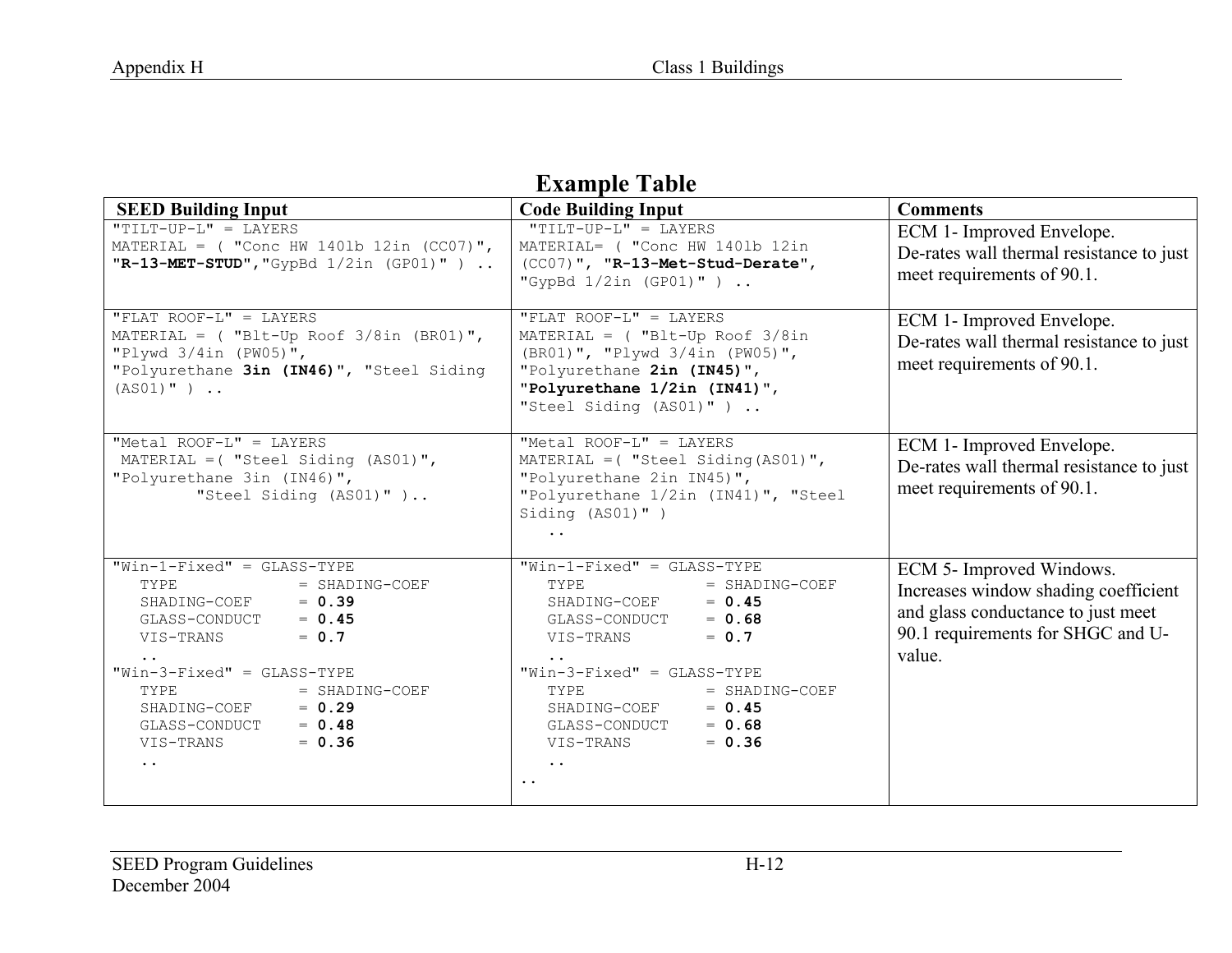## Example Table

| SEED Building Input | Code Building Input | Comments |
|---|---|---|
| "TILT-UP-L" = LAYERS MATERIAL = ( "Conc HW 140lb 12in (CC07)", **"R-13-MET-STUD"**,"GypBd 1/2in (GP01)" ) .. | "TILT-UP-L" = LAYERS MATERIAL= ( "Conc HW 140lb 12in (CC07)", **"R-13-Met-Stud-Derate"**, "GypBd 1/2in (GP01)" ) .. | ECM 1- Improved Envelope. De-rates wall thermal resistance to just meet requirements of 90.1. |
| "FLAT ROOF-L" = LAYERS MATERIAL = ( "Blt-Up Roof 3/8in (BR01)", "Plywd 3/4in (PW05)", "Polyurethane **3in (IN46)**", "Steel Siding (AS01)" ) .. | "FLAT ROOF-L" = LAYERS MATERIAL = ( "Blt-Up Roof 3/8in (BR01)", "Plywd 3/4in (PW05)", "Polyurethane **2in (IN45)**", **"Polyurethane 1/2in (IN41)"**, "Steel Siding (AS01)" ) .. | ECM 1- Improved Envelope. De-rates wall thermal resistance to just meet requirements of 90.1. |
| "Metal ROOF-L" = LAYERS MATERIAL =( "Steel Siding (AS01)", "Polyurethane 3in (IN46)", "Steel Siding (AS01)" ).. | "Metal ROOF-L" = LAYERS MATERIAL =( "Steel Siding(AS01)", "Polyurethane 2in IN45)", "Polyurethane 1/2in (IN41)", "Steel Siding (AS01)" ) .. | ECM 1- Improved Envelope. De-rates wall thermal resistance to just meet requirements of 90.1. |
| "Win-1-Fixed" = GLASS-TYPE TYPE = SHADING-COEF SHADING-COEF = **0.39** GLASS-CONDUCT = **0.45** VIS-TRANS = **0.7** .. "Win-3-Fixed" = GLASS-TYPE TYPE = SHADING-COEF SHADING-COEF = **0.29** GLASS-CONDUCT = **0.48** VIS-TRANS = **0.36** .. | "Win-1-Fixed" = GLASS-TYPE TYPE = SHADING-COEF SHADING-COEF = **0.45** GLASS-CONDUCT = **0.68** VIS-TRANS = **0.7** .. "Win-3-Fixed" = GLASS-TYPE TYPE = SHADING-COEF SHADING-COEF = **0.45** GLASS-CONDUCT = **0.68** VIS-TRANS = **0.36** .. .. | ECM 5- Improved Windows. Increases window shading coefficient and glass conductance to just meet 90.1 requirements for SHGC and U-value. |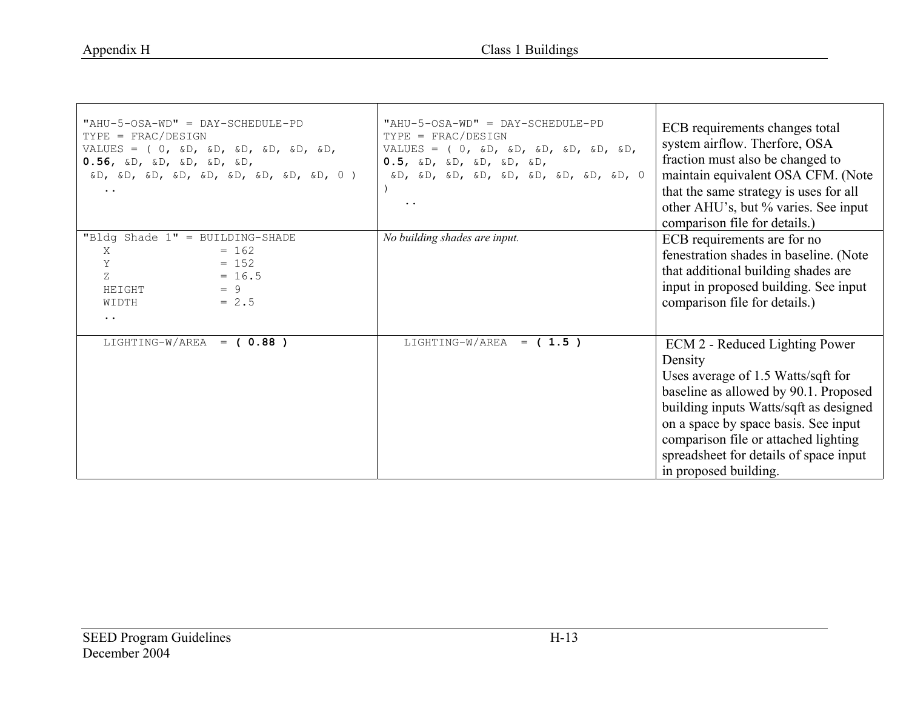| | | |
|---|---|---|
| "AHU-5-OSA-WD" = DAY-SCHEDULE-PD<br>TYPE = FRAC/DESIGN<br>VALUES = ( 0, &D, &D, &D, &D, &D, &D, **0.56**, &D, &D, &D, &D, &D,<br>&D, &D, &D, &D, &D, &D, &D, &D, &D, 0 )<br>.. | "AHU-5-OSA-WD" = DAY-SCHEDULE-PD<br>TYPE = FRAC/DESIGN<br>VALUES = ( 0, &D, &D, &D, &D, &D, &D, **0.5**, &D, &D, &D, &D, &D,<br>&D, &D, &D, &D, &D, &D, &D, &D, &D, 0 )<br>.. | ECB requirements changes total system airflow. Therfore, OSA fraction must also be changed to maintain equivalent OSA CFM. (Note that the same strategy is uses for all other AHU's, but % varies. See input comparison file for details.) |
| "Bldg Shade 1" = BUILDING-SHADE<br>X = 162<br>Y = 152<br>Z = 16.5<br>HEIGHT = 9<br>WIDTH = 2.5<br>.. | *No building shades are input.* | ECB requirements are for no fenestration shades in baseline. (Note that additional building shades are input in proposed building. See input comparison file for details.) |
| LIGHTING-W/AREA = **( 0.88 )** | LIGHTING-W/AREA = **( 1.5 )** | ECM 2 - Reduced Lighting Power Density<br>Uses average of 1.5 Watts/sqft for baseline as allowed by 90.1. Proposed building inputs Watts/sqft as designed on a space by space basis. See input comparison file or attached lighting spreadsheet for details of space input in proposed building. |